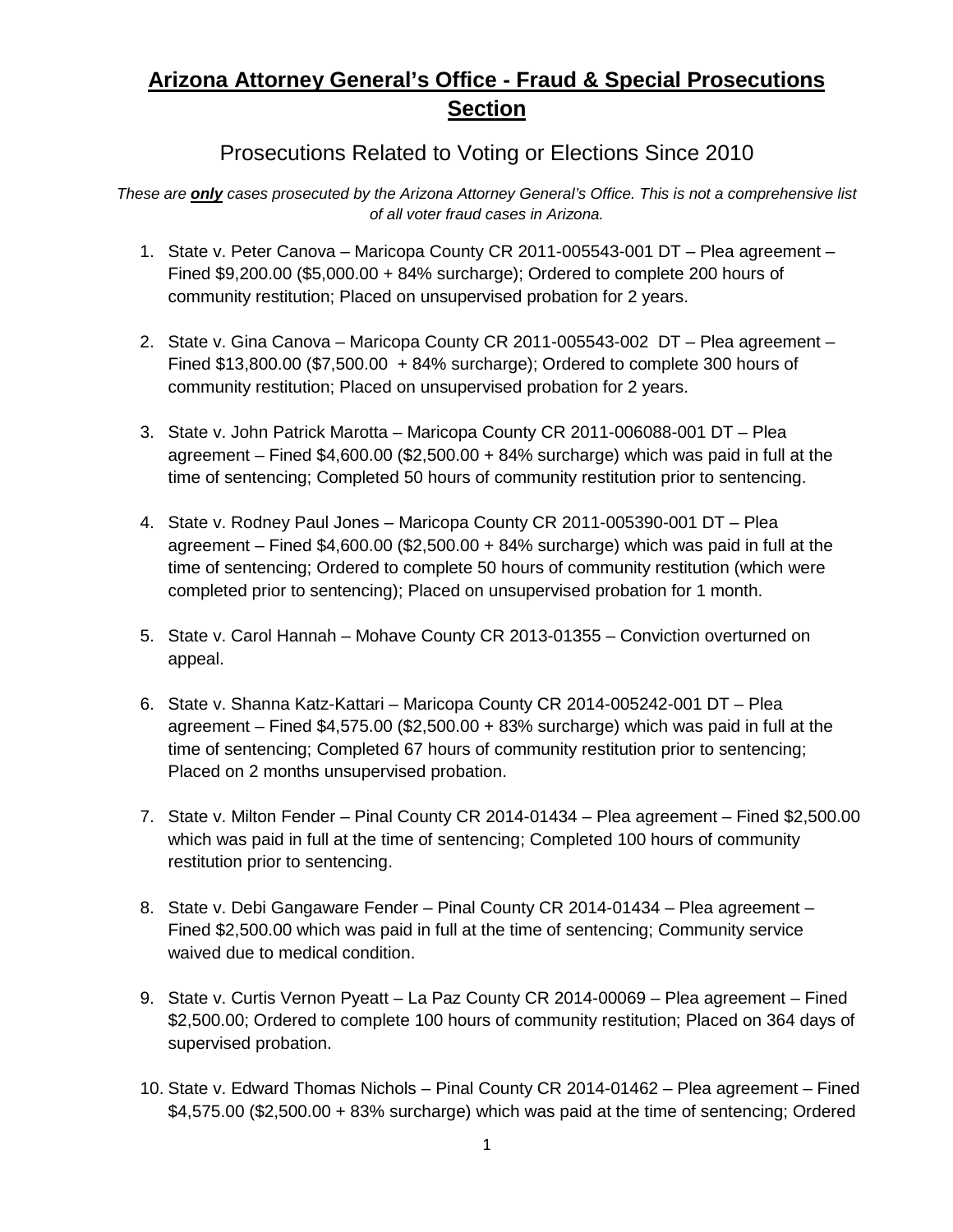# **Arizona Attorney General's Office - Fraud & Special Prosecutions Section**

## Prosecutions Related to Voting or Elections Since 2010

*These are **only** cases prosecuted by the Arizona Attorney General's Office. This is not a comprehensive list of all voter fraud cases in Arizona.*

1. State v. Peter Canova – Maricopa County CR 2011-005543-001 DT – Plea agreement – Fined $9,200.00 ($5,000.00 + 84% surcharge); Ordered to complete 200 hours of community restitution; Placed on unsupervised probation for 2 years.

2. State v. Gina Canova – Maricopa County CR 2011-005543-002 DT – Plea agreement – Fined $13,800.00 ($7,500.00 + 84% surcharge); Ordered to complete 300 hours of community restitution; Placed on unsupervised probation for 2 years.

3. State v. John Patrick Marotta – Maricopa County CR 2011-006088-001 DT – Plea agreement – Fined $4,600.00 ($2,500.00 + 84% surcharge) which was paid in full at the time of sentencing; Completed 50 hours of community restitution prior to sentencing.

4. State v. Rodney Paul Jones – Maricopa County CR 2011-005390-001 DT – Plea agreement – Fined $4,600.00 ($2,500.00 + 84% surcharge) which was paid in full at the time of sentencing; Ordered to complete 50 hours of community restitution (which were completed prior to sentencing); Placed on unsupervised probation for 1 month.

5. State v. Carol Hannah – Mohave County CR 2013-01355 – Conviction overturned on appeal.

6. State v. Shanna Katz-Kattari – Maricopa County CR 2014-005242-001 DT – Plea agreement – Fined $4,575.00 ($2,500.00 + 83% surcharge) which was paid in full at the time of sentencing; Completed 67 hours of community restitution prior to sentencing; Placed on 2 months unsupervised probation.

7. State v. Milton Fender – Pinal County CR 2014-01434 – Plea agreement – Fined $2,500.00 which was paid in full at the time of sentencing; Completed 100 hours of community restitution prior to sentencing.

8. State v. Debi Gangaware Fender – Pinal County CR 2014-01434 – Plea agreement – Fined $2,500.00 which was paid in full at the time of sentencing; Community service waived due to medical condition.

9. State v. Curtis Vernon Pyeatt – La Paz County CR 2014-00069 – Plea agreement – Fined $2,500.00; Ordered to complete 100 hours of community restitution; Placed on 364 days of supervised probation.

10. State v. Edward Thomas Nichols – Pinal County CR 2014-01462 – Plea agreement – Fined $4,575.00 ($2,500.00 + 83% surcharge) which was paid at the time of sentencing; Ordered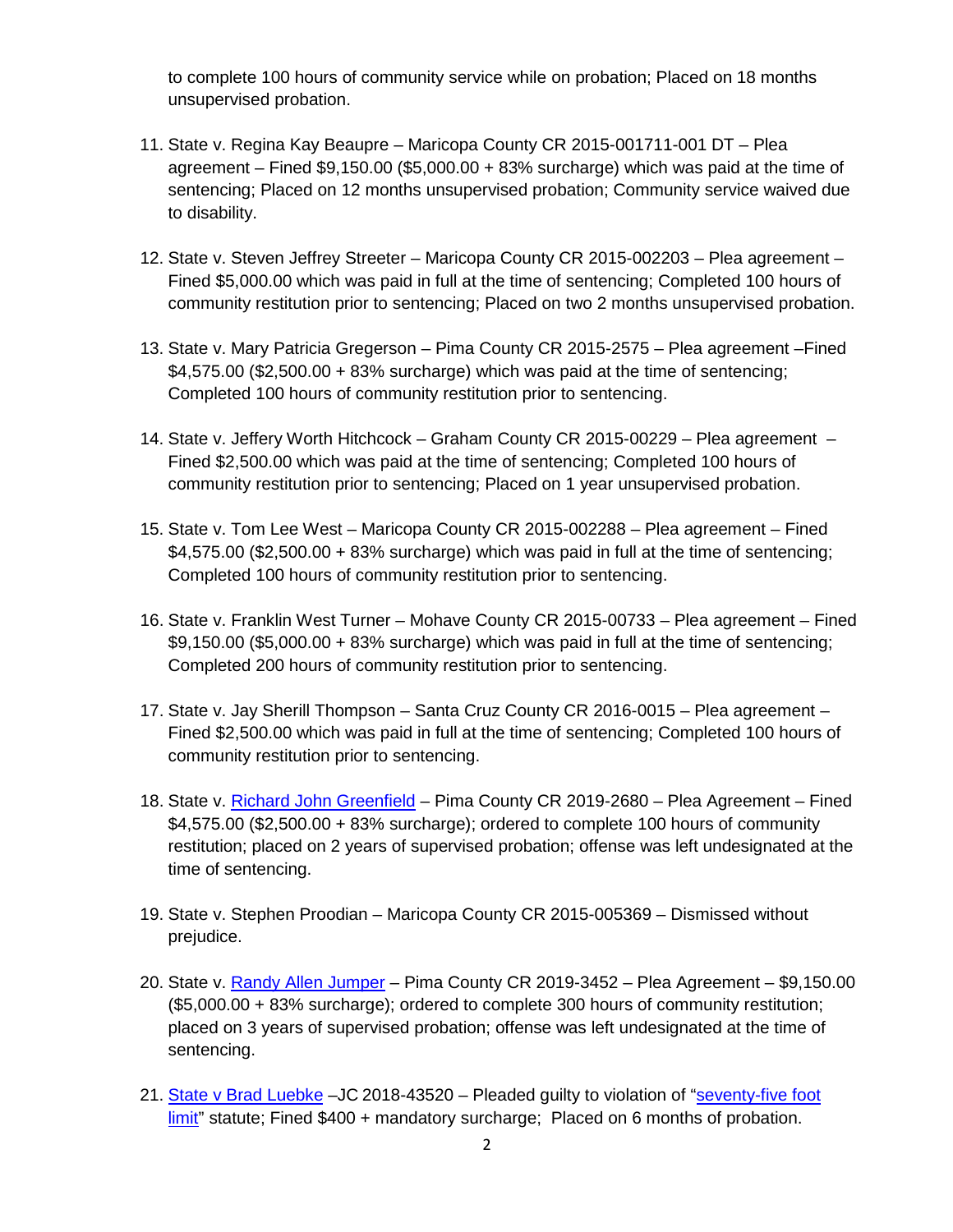to complete 100 hours of community service while on probation; Placed on 18 months unsupervised probation.

11. State v. Regina Kay Beaupre – Maricopa County CR 2015-001711-001 DT – Plea agreement – Fined $9,150.00 ($5,000.00 + 83% surcharge) which was paid at the time of sentencing; Placed on 12 months unsupervised probation; Community service waived due to disability.

12. State v. Steven Jeffrey Streeter – Maricopa County CR 2015-002203 – Plea agreement – Fined $5,000.00 which was paid in full at the time of sentencing; Completed 100 hours of community restitution prior to sentencing; Placed on two 2 months unsupervised probation.

13. State v. Mary Patricia Gregerson – Pima County CR 2015-2575 – Plea agreement –Fined $4,575.00 ($2,500.00 + 83% surcharge) which was paid at the time of sentencing; Completed 100 hours of community restitution prior to sentencing.

14. State v. Jeffery Worth Hitchcock – Graham County CR 2015-00229 – Plea agreement – Fined $2,500.00 which was paid at the time of sentencing; Completed 100 hours of community restitution prior to sentencing; Placed on 1 year unsupervised probation.

15. State v. Tom Lee West – Maricopa County CR 2015-002288 – Plea agreement – Fined $4,575.00 ($2,500.00 + 83% surcharge) which was paid in full at the time of sentencing; Completed 100 hours of community restitution prior to sentencing.

16. State v. Franklin West Turner – Mohave County CR 2015-00733 – Plea agreement – Fined $9,150.00 ($5,000.00 + 83% surcharge) which was paid in full at the time of sentencing; Completed 200 hours of community restitution prior to sentencing.

17. State v. Jay Sherill Thompson – Santa Cruz County CR 2016-0015 – Plea agreement – Fined $2,500.00 which was paid in full at the time of sentencing; Completed 100 hours of community restitution prior to sentencing.

18. State v. Richard John Greenfield – Pima County CR 2019-2680 – Plea Agreement – Fined $4,575.00 ($2,500.00 + 83% surcharge); ordered to complete 100 hours of community restitution; placed on 2 years of supervised probation; offense was left undesignated at the time of sentencing.

19. State v. Stephen Proodian – Maricopa County CR 2015-005369 – Dismissed without prejudice.

20. State v. Randy Allen Jumper – Pima County CR 2019-3452 – Plea Agreement – $9,150.00 ($5,000.00 + 83% surcharge); ordered to complete 300 hours of community restitution; placed on 3 years of supervised probation; offense was left undesignated at the time of sentencing.

21. State v Brad Luebke –JC 2018-43520 – Pleaded guilty to violation of "seventy-five foot limit" statute; Fined $400 + mandatory surcharge; Placed on 6 months of probation.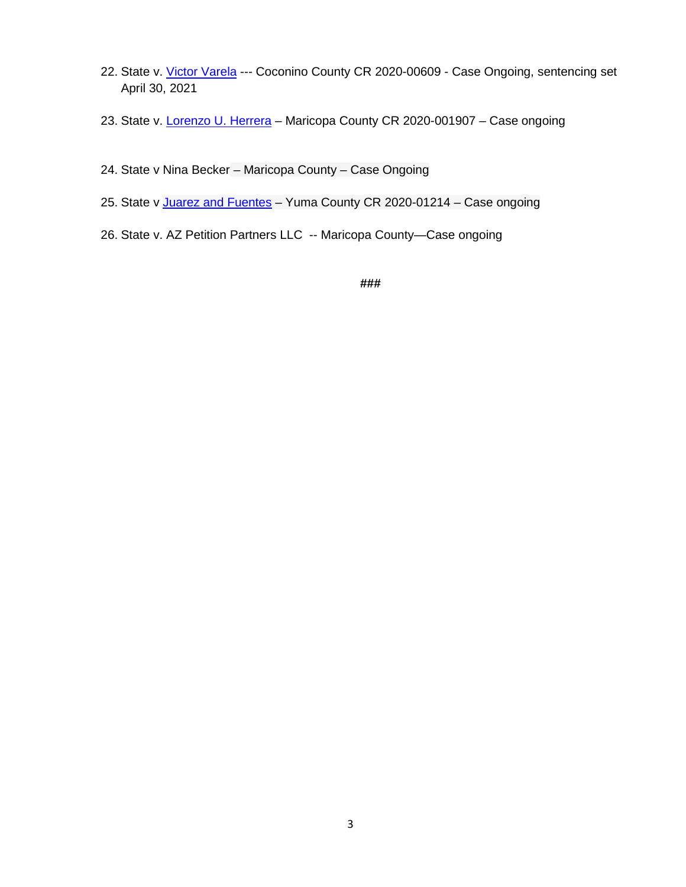22. State v. Victor Varela --- Coconino County CR 2020-00609 - Case Ongoing, sentencing set April 30, 2021

23. State v. Lorenzo U. Herrera – Maricopa County CR 2020-001907 – Case ongoing

24. State v Nina Becker – Maricopa County – Case Ongoing

25. State v Juarez and Fuentes – Yuma County CR 2020-01214 – Case ongoing

26. State v. AZ Petition Partners LLC -- Maricopa County—Case ongoing

###